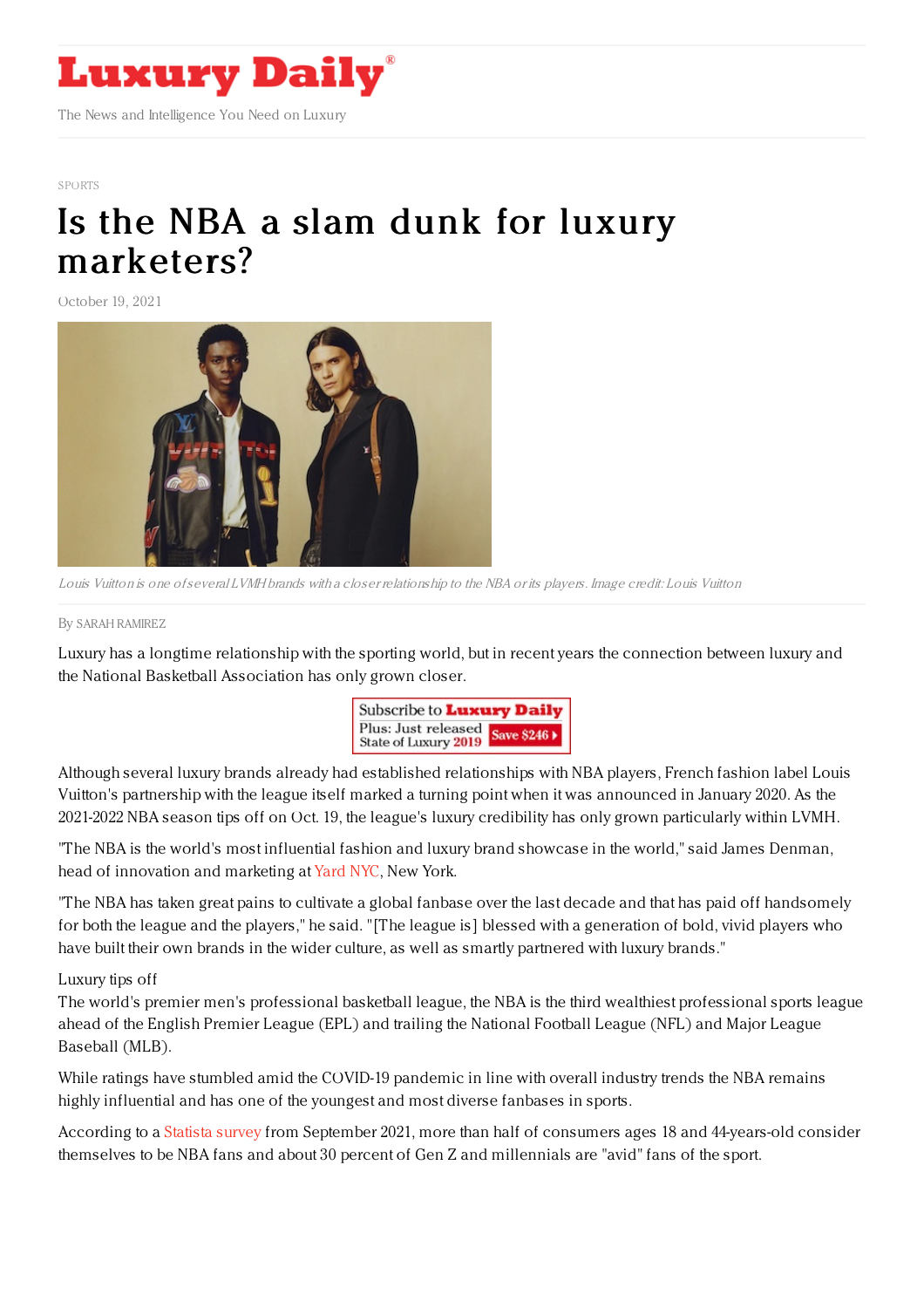# Luxury Daily

The News and Intelligence You Need on Luxury

SPORTS

# Is the NBA a slam dunk for luxury marketers?

October 19, 2021

*Louis Vuitton is one of several LVMH brands with a closer relationship to the NBA or its players. Image credit: Louis Vuitton*

By SARAH RAMIREZ

Luxury has a longtime relationship with the sporting world, but in recent years the connection between luxury and the National Basketball Association has only grown closer.

Although several luxury brands already had established relationships with NBA players, French fashion label Louis Vuitton's partnership with the league itself marked a turning point when it was announced in January 2020. As the 2021-2022 NBA season tips off on Oct. 19, the league's luxury credibility has only grown particularly within LVMH.

"The NBA is the world's most influential fashion and luxury brand showcase in the world," said James Denman, head of innovation and marketing at Yard NYC, New York.

"The NBA has taken great pains to cultivate a global fanbase over the last decade and that has paid off handsomely for both the league and the players," he said. "[The league is] blessed with a generation of bold, vivid players who have built their own brands in the wider culture, as well as smartly partnered with luxury brands."

Luxury tips off

The world's premier men's professional basketball league, the NBA is the third wealthiest professional sports league ahead of the English Premier League (EPL) and trailing the National Football League (NFL) and Major League Baseball (MLB).

While ratings have stumbled amid the COVID-19 pandemic in line with overall industry trends the NBA remains highly influential and has one of the youngest and most diverse fanbases in sports.

According to a Statista survey from September 2021, more than half of consumers ages 18 and 44-years-old consider themselves to be NBA fans and about 30 percent of Gen Z and millennials are "avid" fans of the sport.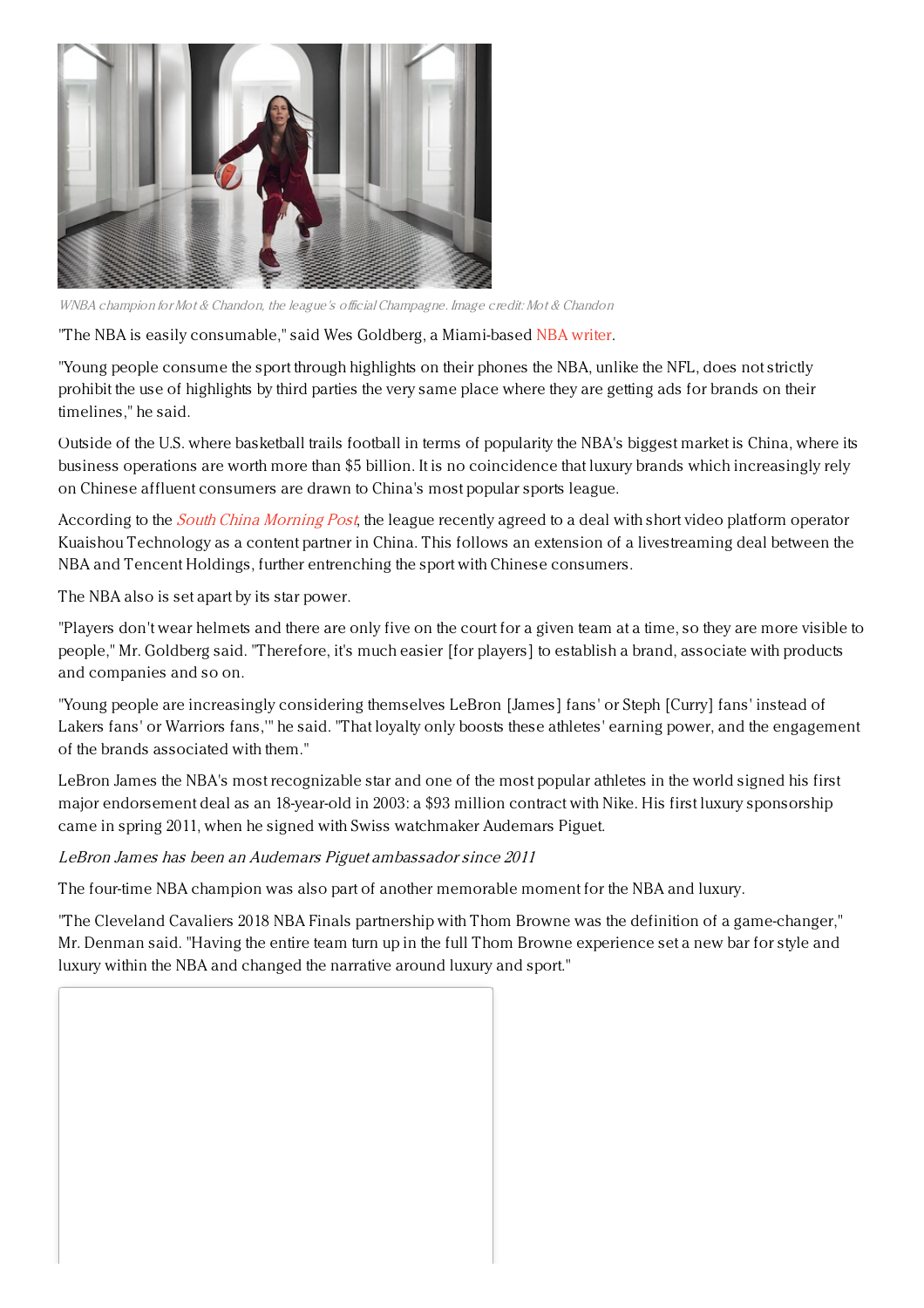*WNBA champion for Mot & Chandon, the league's official Champagne. Image credit: Mot & Chandon*

"The NBA is easily consumable," said Wes Goldberg, a Miami-based NBA writer.

"Young people consume the sport through highlights on their phones the NBA, unlike the NFL, does not strictly prohibit the use of highlights by third parties the very same place where they are getting ads for brands on their timelines," he said.

Outside of the U.S. where basketball trails football in terms of popularity the NBA's biggest market is China, where its business operations are worth more than $5 billion. It is no coincidence that luxury brands which increasingly rely on Chinese affluent consumers are drawn to China's most popular sports league.

According to the *South China Morning Post*, the league recently agreed to a deal with short video platform operator Kuaishou Technology as a content partner in China. This follows an extension of a livestreaming deal between the NBA and Tencent Holdings, further entrenching the sport with Chinese consumers.

The NBA also is set apart by its star power.

"Players don't wear helmets and there are only five on the court for a given team at a time, so they are more visible to people," Mr. Goldberg said. "Therefore, it's much easier [for players] to establish a brand, associate with products and companies and so on.

"Young people are increasingly considering themselves LeBron [James] fans' or Steph [Curry] fans' instead of Lakers fans' or Warriors fans,'" he said. "That loyalty only boosts these athletes' earning power, and the engagement of the brands associated with them."

LeBron James the NBA's most recognizable star and one of the most popular athletes in the world signed his first major endorsement deal as an 18-year-old in 2003: a $93 million contract with Nike. His first luxury sponsorship came in spring 2011, when he signed with Swiss watchmaker Audemars Piguet.

*LeBron James has been an Audemars Piguet ambassador since 2011*

The four-time NBA champion was also part of another memorable moment for the NBA and luxury.

"The Cleveland Cavaliers 2018 NBA Finals partnership with Thom Browne was the definition of a game-changer," Mr. Denman said. "Having the entire team turn up in the full Thom Browne experience set a new bar for style and luxury within the NBA and changed the narrative around luxury and sport."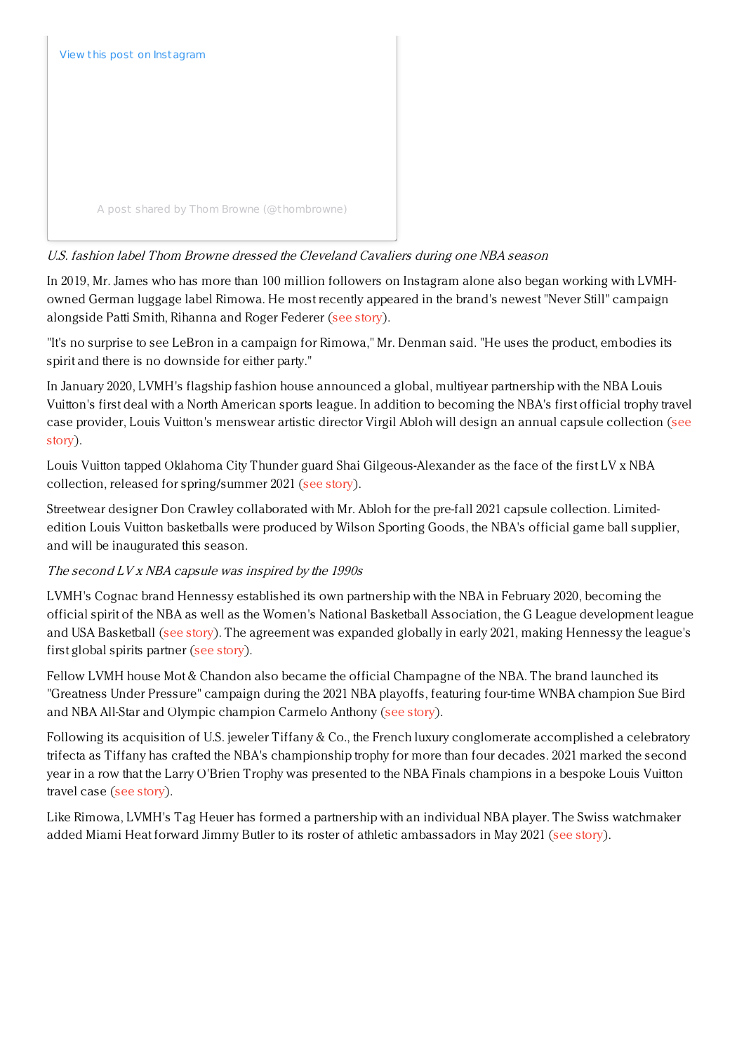View this post on Instagram

A post shared by Thom Browne (@thombrowne)

*U.S. fashion label Thom Browne dressed the Cleveland Cavaliers during one NBA season*

In 2019, Mr. James who has more than 100 million followers on Instagram alone also began working with LVMH-owned German luggage label Rimowa. He most recently appeared in the brand's newest "Never Still" campaign alongside Patti Smith, Rihanna and Roger Federer (see story).

"It's no surprise to see LeBron in a campaign for Rimowa," Mr. Denman said. "He uses the product, embodies its spirit and there is no downside for either party."

In January 2020, LVMH's flagship fashion house announced a global, multiyear partnership with the NBA Louis Vuitton's first deal with a North American sports league. In addition to becoming the NBA's first official trophy travel case provider, Louis Vuitton's menswear artistic director Virgil Abloh will design an annual capsule collection (see story).

Louis Vuitton tapped Oklahoma City Thunder guard Shai Gilgeous-Alexander as the face of the first LV x NBA collection, released for spring/summer 2021 (see story).

Streetwear designer Don Crawley collaborated with Mr. Abloh for the pre-fall 2021 capsule collection. Limited-edition Louis Vuitton basketballs were produced by Wilson Sporting Goods, the NBA's official game ball supplier, and will be inaugurated this season.

*The second LV x NBA capsule was inspired by the 1990s*

LVMH's Cognac brand Hennessy established its own partnership with the NBA in February 2020, becoming the official spirit of the NBA as well as the Women's National Basketball Association, the G League development league and USA Basketball (see story). The agreement was expanded globally in early 2021, making Hennessy the league's first global spirits partner (see story).

Fellow LVMH house Mot & Chandon also became the official Champagne of the NBA. The brand launched its "Greatness Under Pressure" campaign during the 2021 NBA playoffs, featuring four-time WNBA champion Sue Bird and NBA All-Star and Olympic champion Carmelo Anthony (see story).

Following its acquisition of U.S. jeweler Tiffany & Co., the French luxury conglomerate accomplished a celebratory trifecta as Tiffany has crafted the NBA's championship trophy for more than four decades. 2021 marked the second year in a row that the Larry O'Brien Trophy was presented to the NBA Finals champions in a bespoke Louis Vuitton travel case (see story).

Like Rimowa, LVMH's Tag Heuer has formed a partnership with an individual NBA player. The Swiss watchmaker added Miami Heat forward Jimmy Butler to its roster of athletic ambassadors in May 2021 (see story).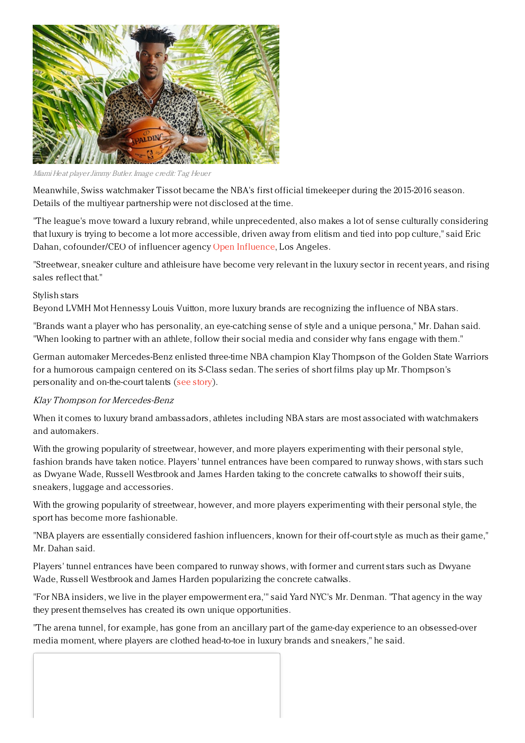*Miami Heat player Jimmy Butler. Image credit: Tag Heuer*

Meanwhile, Swiss watchmaker Tissot became the NBA's first official timekeeper during the 2015-2016 season. Details of the multiyear partnership were not disclosed at the time.

"The league's move toward a luxury rebrand, while unprecedented, also makes a lot of sense culturally considering that luxury is trying to become a lot more accessible, driven away from elitism and tied into pop culture," said Eric Dahan, cofounder/CEO of influencer agency Open Influence, Los Angeles.

"Streetwear, sneaker culture and athleisure have become very relevant in the luxury sector in recent years, and rising sales reflect that."

Stylish stars

Beyond LVMH Mot Hennessy Louis Vuitton, more luxury brands are recognizing the influence of NBA stars.

"Brands want a player who has personality, an eye-catching sense of style and a unique persona," Mr. Dahan said. "When looking to partner with an athlete, follow their social media and consider why fans engage with them."

German automaker Mercedes-Benz enlisted three-time NBA champion Klay Thompson of the Golden State Warriors for a humorous campaign centered on its S-Class sedan. The series of short films play up Mr. Thompson's personality and on-the-court talents (see story).

*Klay Thompson for Mercedes-Benz*

When it comes to luxury brand ambassadors, athletes including NBA stars are most associated with watchmakers and automakers.

With the growing popularity of streetwear, however, and more players experimenting with their personal style, fashion brands have taken notice. Players' tunnel entrances have been compared to runway shows, with stars such as Dwyane Wade, Russell Westbrook and James Harden taking to the concrete catwalks to showoff their suits, sneakers, luggage and accessories.

With the growing popularity of streetwear, however, and more players experimenting with their personal style, the sport has become more fashionable.

"NBA players are essentially considered fashion influencers, known for their off-court style as much as their game," Mr. Dahan said.

Players' tunnel entrances have been compared to runway shows, with former and current stars such as Dwyane Wade, Russell Westbrook and James Harden popularizing the concrete catwalks.

"For NBA insiders, we live in the player empowerment era,'" said Yard NYC's Mr. Denman. "That agency in the way they present themselves has created its own unique opportunities.

"The arena tunnel, for example, has gone from an ancillary part of the game-day experience to an obsessed-over media moment, where players are clothed head-to-toe in luxury brands and sneakers," he said.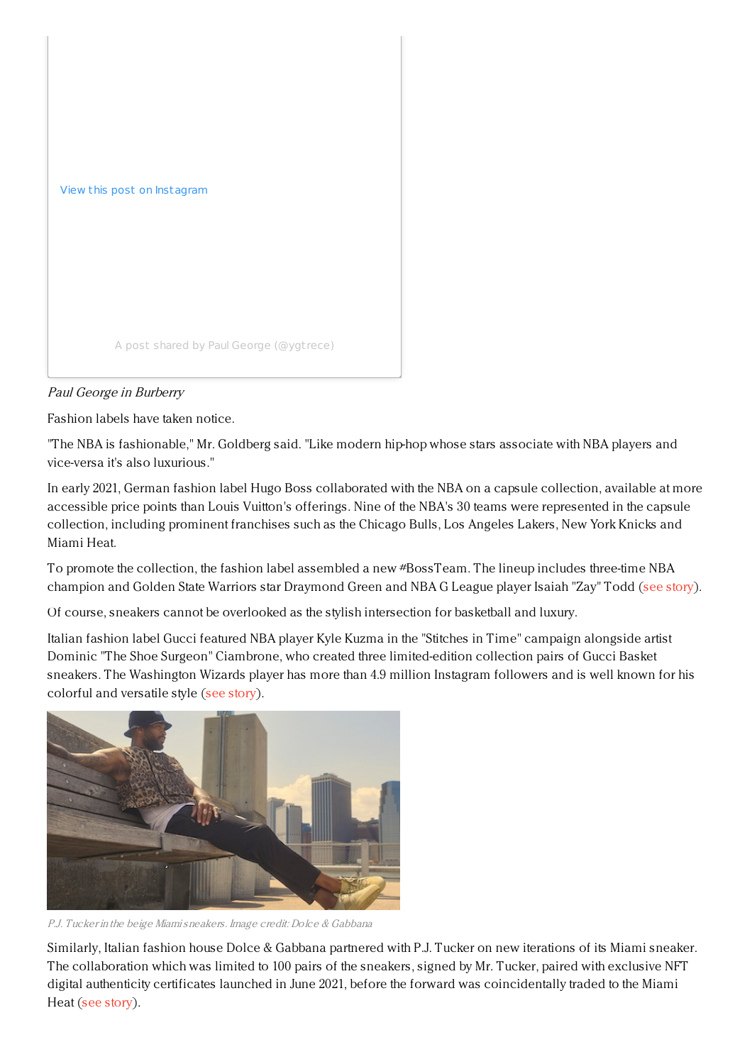View this post on Instagram

A post shared by Paul George (@ygtrece)

*Paul George in Burberry*

Fashion labels have taken notice.

"The NBA is fashionable," Mr. Goldberg said. "Like modern hip-hop whose stars associate with NBA players and vice-versa it's also luxurious."

In early 2021, German fashion label Hugo Boss collaborated with the NBA on a capsule collection, available at more accessible price points than Louis Vuitton's offerings. Nine of the NBA's 30 teams were represented in the capsule collection, including prominent franchises such as the Chicago Bulls, Los Angeles Lakers, New York Knicks and Miami Heat.

To promote the collection, the fashion label assembled a new #BossTeam. The lineup includes three-time NBA champion and Golden State Warriors star Draymond Green and NBA G League player Isaiah "Zay" Todd (see story).

Of course, sneakers cannot be overlooked as the stylish intersection for basketball and luxury.

Italian fashion label Gucci featured NBA player Kyle Kuzma in the "Stitches in Time" campaign alongside artist Dominic "The Shoe Surgeon" Ciambrone, who created three limited-edition collection pairs of Gucci Basket sneakers. The Washington Wizards player has more than 4.9 million Instagram followers and is well known for his colorful and versatile style (see story).

*P.J. Tucker in the beige Miami sneakers. Image credit: Dolce & Gabbana*

Similarly, Italian fashion house Dolce & Gabbana partnered with P.J. Tucker on new iterations of its Miami sneaker. The collaboration which was limited to 100 pairs of the sneakers, signed by Mr. Tucker, paired with exclusive NFT digital authenticity certificates launched in June 2021, before the forward was coincidentally traded to the Miami Heat (see story).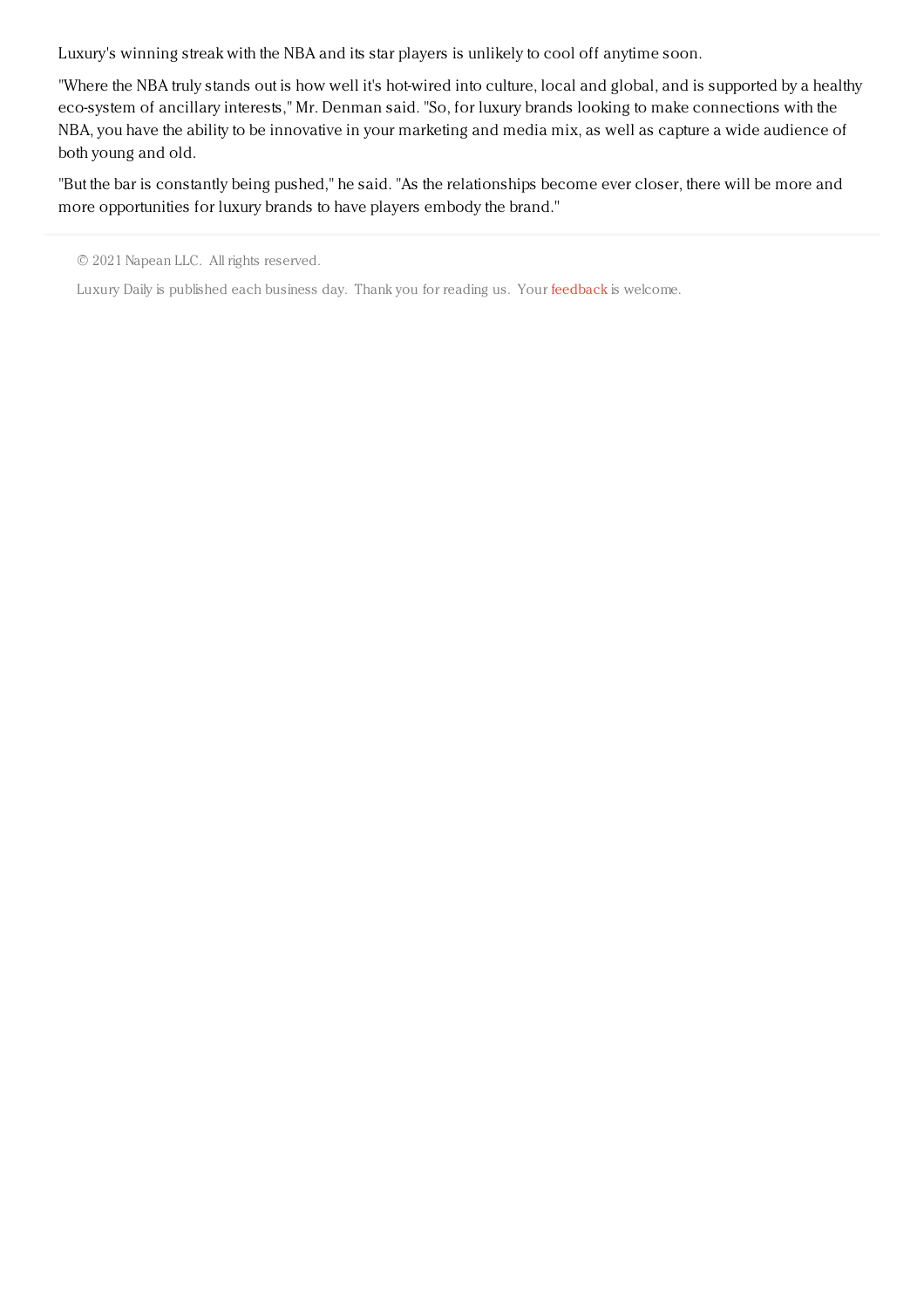Luxury's winning streak with the NBA and its star players is unlikely to cool off anytime soon.

"Where the NBA truly stands out is how well it's hot-wired into culture, local and global, and is supported by a healthy eco-system of ancillary interests," Mr. Denman said. "So, for luxury brands looking to make connections with the NBA, you have the ability to be innovative in your marketing and media mix, as well as capture a wide audience of both young and old.

"But the bar is constantly being pushed," he said. "As the relationships become ever closer, there will be more and more opportunities for luxury brands to have players embody the brand."

---

© 2021 Napean LLC. All rights reserved.

Luxury Daily is published each business day. Thank you for reading us. Your feedback is welcome.